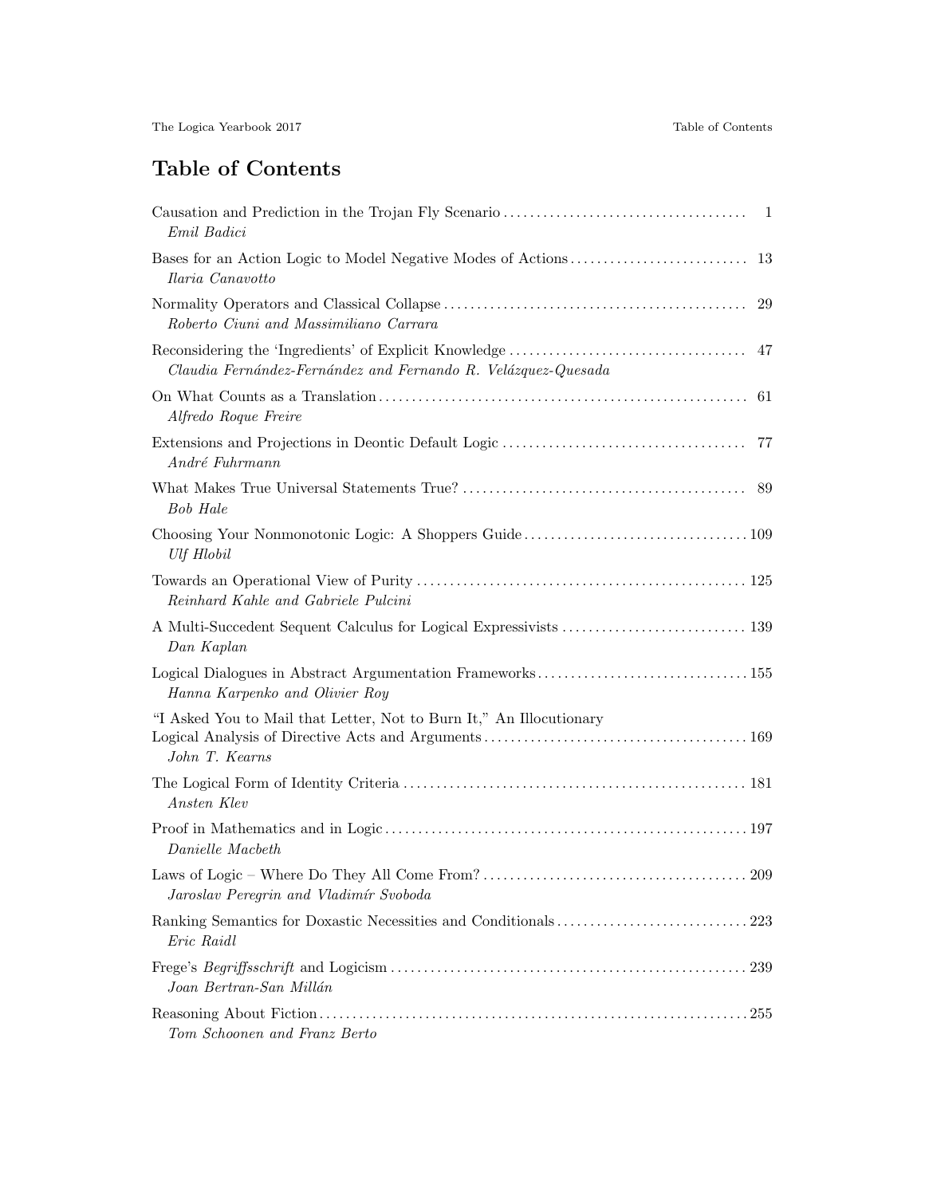# Table of Contents

Causation and Prediction in the Trojan Fly Scenario .................................... 1
*Emil Badici*

Bases for an Action Logic to Model Negative Modes of Actions .......................... 13
*Ilaria Canavotto*

Normality Operators and Classical Collapse ............................................ 29
*Roberto Ciuni and Massimiliano Carrara*

Reconsidering the 'Ingredients' of Explicit Knowledge .................................. 47
*Claudia Fernández-Fernández and Fernando R. Velázquez-Quesada*

On What Counts as a Translation ...................................................... 61
*Alfredo Roque Freire*

Extensions and Projections in Deontic Default Logic .................................... 77
*André Fuhrmann*

What Makes True Universal Statements True? .......................................... 89
*Bob Hale*

Choosing Your Nonmonotonic Logic: A Shoppers Guide .................................. 109
*Ulf Hlobil*

Towards an Operational View of Purity ................................................ 125
*Reinhard Kahle and Gabriele Pulcini*

A Multi-Succedent Sequent Calculus for Logical Expressivists ........................... 139
*Dan Kaplan*

Logical Dialogues in Abstract Argumentation Frameworks ............................... 155
*Hanna Karpenko and Olivier Roy*

"I Asked You to Mail that Letter, Not to Burn It," An Illocutionary Logical Analysis of Directive Acts and Arguments ........................................ 169
*John T. Kearns*

The Logical Form of Identity Criteria .................................................. 181
*Ansten Klev*

Proof in Mathematics and in Logic ..................................................... 197
*Danielle Macbeth*

Laws of Logic – Where Do They All Come From? ....................................... 209
*Jaroslav Peregrin and Vladimír Svoboda*

Ranking Semantics for Doxastic Necessities and Conditionals ............................ 223
*Eric Raidl*

Frege's *Begriffsschrift* and Logicism ..................................................... 239
*Joan Bertran-San Millán*

Reasoning About Fiction ............................................................... 255
*Tom Schoonen and Franz Berto*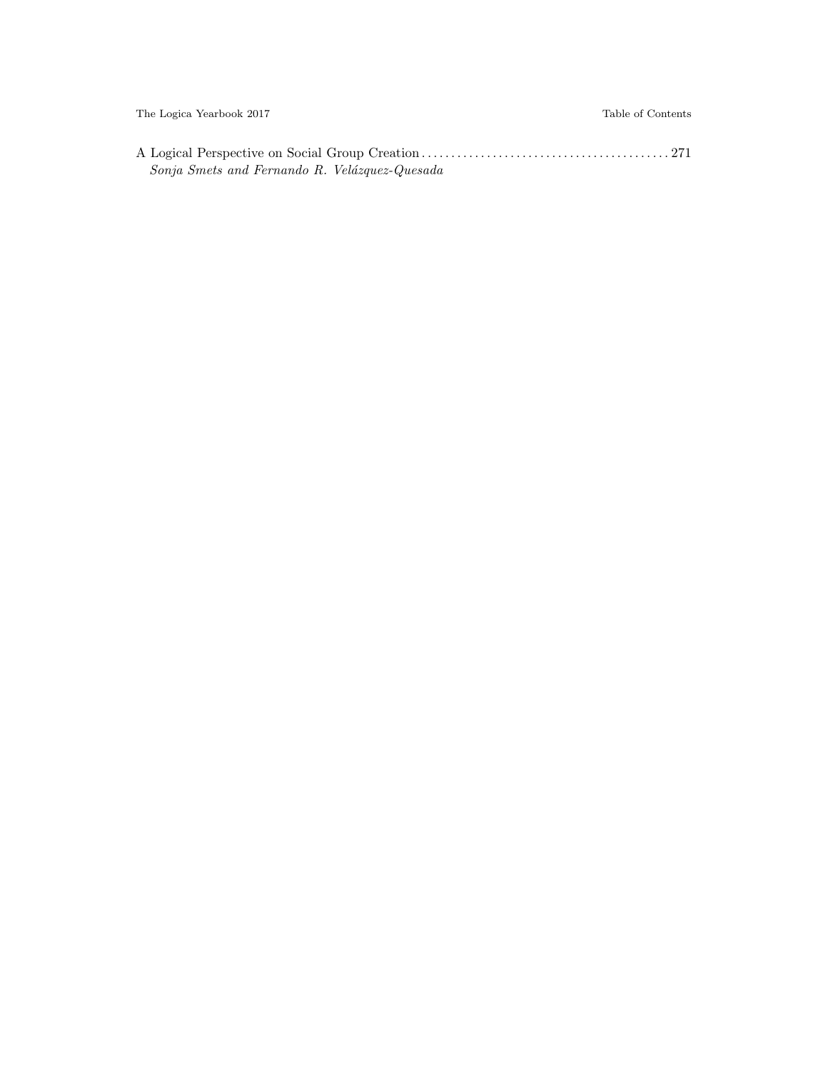A Logical Perspective on Social Group Creation . . . . . . . . . . . . . . . . . . . . . . . . . . . . . . . . . . . . . . . . . . 271
*Sonja Smets and Fernando R. Velázquez-Quesada*